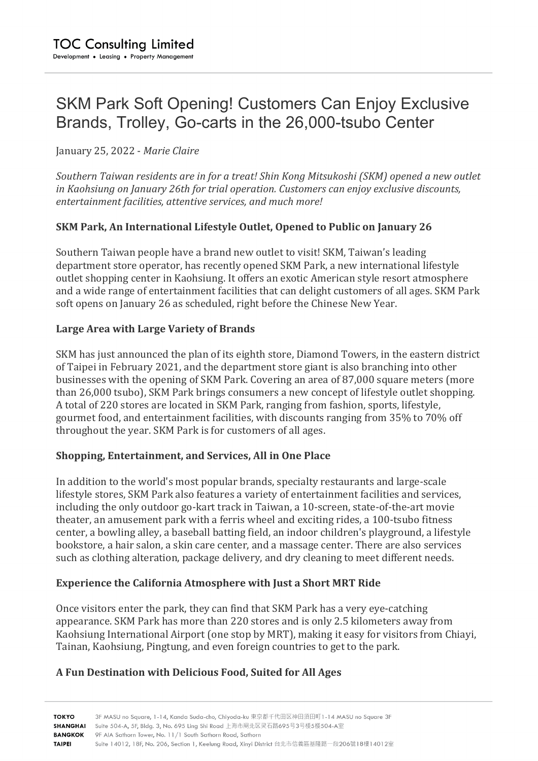# SKM Park Soft Opening! Customers Can Enjoy Exclusive Brands, Trolley, Go-carts in the 26,000-tsubo Center

January 25, 2022 - *Marie Claire*

*Southern Taiwan residents are in for a treat! Shin Kong Mitsukoshi (SKM) opened a new outlet in Kaohsiung on January 26th for trial operation. Customers can enjoy exclusive discounts, entertainment facilities, attentive services, and much more!*

## SKM Park, An International Lifestyle Outlet, Opened to Public on January 26

Southern Taiwan people have a brand new outlet to visit! SKM, Taiwan's leading department store operator, has recently opened SKM Park, a new international lifestyle outlet shopping center in Kaohsiung. It offers an exotic American style resort atmosphere and a wide range of entertainment facilities that can delight customers of all ages. SKM Park soft opens on January 26 as scheduled, right before the Chinese New Year.

## Large Area with Large Variety of Brands

SKM has just announced the plan of its eighth store, Diamond Towers, in the eastern district of Taipei in February 2021, and the department store giant is also branching into other businesses with the opening of SKM Park. Covering an area of 87,000 square meters (more than 26,000 tsubo), SKM Park brings consumers a new concept of lifestyle outlet shopping. A total of 220 stores are located in SKM Park, ranging from fashion, sports, lifestyle, gourmet food, and entertainment facilities, with discounts ranging from 35% to 70% off throughout the year. SKM Park is for customers of all ages.

## Shopping, Entertainment, and Services, All in One Place

In addition to the world's most popular brands, specialty restaurants and large-scale lifestyle stores, SKM Park also features a variety of entertainment facilities and services, including the only outdoor go-kart track in Taiwan, a 10-screen, state-of-the-art movie theater, an amusement park with a ferris wheel and exciting rides, a 100-tsubo fitness center, a bowling alley, a baseball batting field, an indoor children's playground, a lifestyle bookstore, a hair salon, a skin care center, and a massage center. There are also services such as clothing alteration, package delivery, and dry cleaning to meet different needs.

## Experience the California Atmosphere with Just a Short MRT Ride

Once visitors enter the park, they can find that SKM Park has a very eye-catching appearance. SKM Park has more than 220 stores and is only 2.5 kilometers away from Kaohsiung International Airport (one stop by MRT), making it easy for visitors from Chiayi, Tainan, Kaohsiung, Pingtung, and even foreign countries to get to the park.

## A Fun Destination with Delicious Food, Suited for All Ages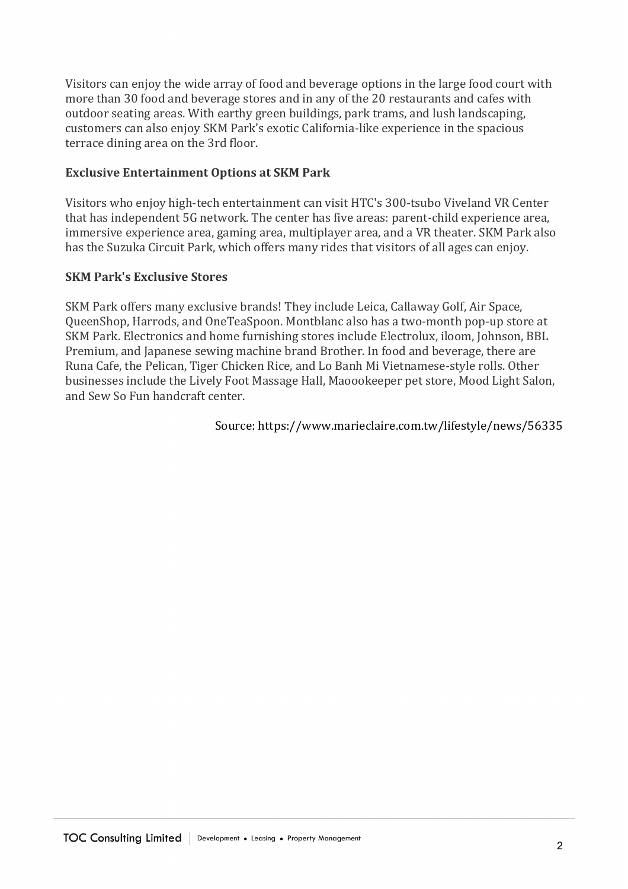Visitors can enjoy the wide array of food and beverage options in the large food court with more than 30 food and beverage stores and in any of the 20 restaurants and cafes with outdoor seating areas. With earthy green buildings, park trams, and lush landscaping, customers can also enjoy SKM Park's exotic California-like experience in the spacious terrace dining area on the 3rd floor.

**Exclusive Entertainment Options at SKM Park**

Visitors who enjoy high-tech entertainment can visit HTC's 300-tsubo Viveland VR Center that has independent 5G network. The center has five areas: parent-child experience area, immersive experience area, gaming area, multiplayer area, and a VR theater. SKM Park also has the Suzuka Circuit Park, which offers many rides that visitors of all ages can enjoy.

**SKM Park's Exclusive Stores**

SKM Park offers many exclusive brands! They include Leica, Callaway Golf, Air Space, QueenShop, Harrods, and OneTeaSpoon. Montblanc also has a two-month pop-up store at SKM Park. Electronics and home furnishing stores include Electrolux, iloom, Johnson, BBL Premium, and Japanese sewing machine brand Brother. In food and beverage, there are Runa Cafe, the Pelican, Tiger Chicken Rice, and Lo Banh Mi Vietnamese-style rolls. Other businesses include the Lively Foot Massage Hall, Maoookeeper pet store, Mood Light Salon, and Sew So Fun handcraft center.

Source: https://www.marieclaire.com.tw/lifestyle/news/56335